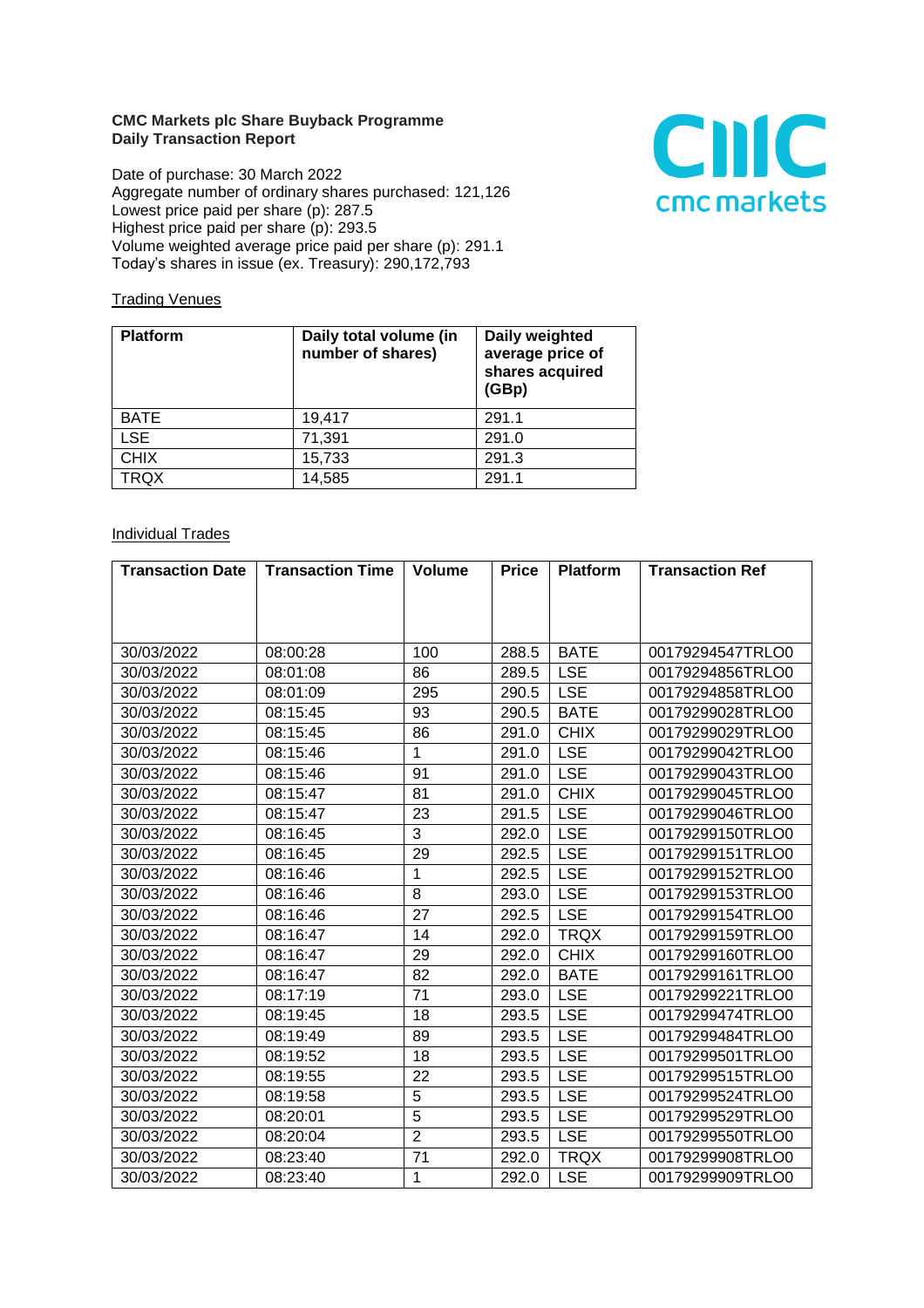**CMC Markets plc Share Buyback Programme**
**Daily Transaction Report**

Date of purchase: 30 March 2022
Aggregate number of ordinary shares purchased: 121,126
Lowest price paid per share (p): 287.5
Highest price paid per share (p): 293.5
Volume weighted average price paid per share (p): 291.1
Today's shares in issue (ex. Treasury): 290,172,793

Trading Venues

| Platform | Daily total volume (in number of shares) | Daily weighted average price of shares acquired (GBp) |
|---|---|---|
| BATE | 19,417 | 291.1 |
| LSE | 71,391 | 291.0 |
| CHIX | 15,733 | 291.3 |
| TRQX | 14,585 | 291.1 |

Individual Trades

| Transaction Date | Transaction Time | Volume | Price | Platform | Transaction Ref |
|---|---|---|---|---|---|
| 30/03/2022 | 08:00:28 | 100 | 288.5 | BATE | 00179294547TRLO0 |
| 30/03/2022 | 08:01:08 | 86 | 289.5 | LSE | 00179294856TRLO0 |
| 30/03/2022 | 08:01:09 | 295 | 290.5 | LSE | 00179294858TRLO0 |
| 30/03/2022 | 08:15:45 | 93 | 290.5 | BATE | 00179299028TRLO0 |
| 30/03/2022 | 08:15:45 | 86 | 291.0 | CHIX | 00179299029TRLO0 |
| 30/03/2022 | 08:15:46 | 1 | 291.0 | LSE | 00179299042TRLO0 |
| 30/03/2022 | 08:15:46 | 91 | 291.0 | LSE | 00179299043TRLO0 |
| 30/03/2022 | 08:15:47 | 81 | 291.0 | CHIX | 00179299045TRLO0 |
| 30/03/2022 | 08:15:47 | 23 | 291.5 | LSE | 00179299046TRLO0 |
| 30/03/2022 | 08:16:45 | 3 | 292.0 | LSE | 00179299150TRLO0 |
| 30/03/2022 | 08:16:45 | 29 | 292.5 | LSE | 00179299151TRLO0 |
| 30/03/2022 | 08:16:46 | 1 | 292.5 | LSE | 00179299152TRLO0 |
| 30/03/2022 | 08:16:46 | 8 | 293.0 | LSE | 00179299153TRLO0 |
| 30/03/2022 | 08:16:46 | 27 | 292.5 | LSE | 00179299154TRLO0 |
| 30/03/2022 | 08:16:47 | 14 | 292.0 | TRQX | 00179299159TRLO0 |
| 30/03/2022 | 08:16:47 | 29 | 292.0 | CHIX | 00179299160TRLO0 |
| 30/03/2022 | 08:16:47 | 82 | 292.0 | BATE | 00179299161TRLO0 |
| 30/03/2022 | 08:17:19 | 71 | 293.0 | LSE | 00179299221TRLO0 |
| 30/03/2022 | 08:19:45 | 18 | 293.5 | LSE | 00179299474TRLO0 |
| 30/03/2022 | 08:19:49 | 89 | 293.5 | LSE | 00179299484TRLO0 |
| 30/03/2022 | 08:19:52 | 18 | 293.5 | LSE | 00179299501TRLO0 |
| 30/03/2022 | 08:19:55 | 22 | 293.5 | LSE | 00179299515TRLO0 |
| 30/03/2022 | 08:19:58 | 5 | 293.5 | LSE | 00179299524TRLO0 |
| 30/03/2022 | 08:20:01 | 5 | 293.5 | LSE | 00179299529TRLO0 |
| 30/03/2022 | 08:20:04 | 2 | 293.5 | LSE | 00179299550TRLO0 |
| 30/03/2022 | 08:23:40 | 71 | 292.0 | TRQX | 00179299908TRLO0 |
| 30/03/2022 | 08:23:40 | 1 | 292.0 | LSE | 00179299909TRLO0 |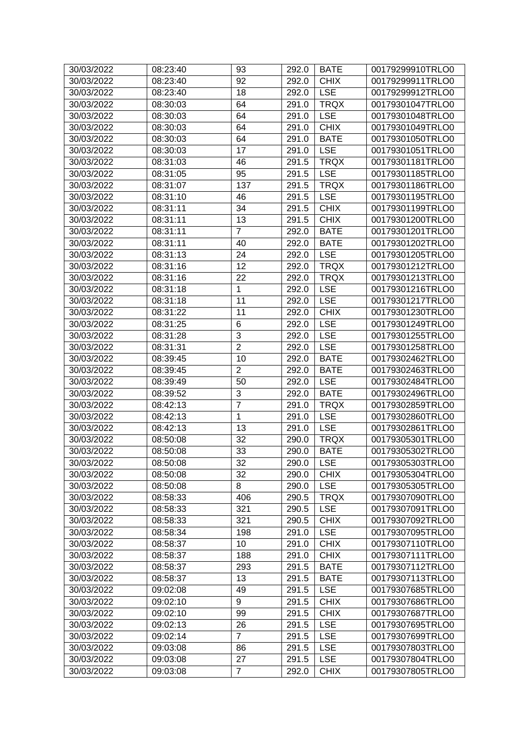| 30/03/2022 | 08:23:40 | 93 | 292.0 | BATE | 00179299910TRLO0 |
|---|---|---|---|---|---|
| 30/03/2022 | 08:23:40 | 92 | 292.0 | CHIX | 00179299911TRLO0 |
| 30/03/2022 | 08:23:40 | 18 | 292.0 | LSE | 00179299912TRLO0 |
| 30/03/2022 | 08:30:03 | 64 | 291.0 | TRQX | 00179301047TRLO0 |
| 30/03/2022 | 08:30:03 | 64 | 291.0 | LSE | 00179301048TRLO0 |
| 30/03/2022 | 08:30:03 | 64 | 291.0 | CHIX | 00179301049TRLO0 |
| 30/03/2022 | 08:30:03 | 64 | 291.0 | BATE | 00179301050TRLO0 |
| 30/03/2022 | 08:30:03 | 17 | 291.0 | LSE | 00179301051TRLO0 |
| 30/03/2022 | 08:31:03 | 46 | 291.5 | TRQX | 00179301181TRLO0 |
| 30/03/2022 | 08:31:05 | 95 | 291.5 | LSE | 00179301185TRLO0 |
| 30/03/2022 | 08:31:07 | 137 | 291.5 | TRQX | 00179301186TRLO0 |
| 30/03/2022 | 08:31:10 | 46 | 291.5 | LSE | 00179301195TRLO0 |
| 30/03/2022 | 08:31:11 | 34 | 291.5 | CHIX | 00179301199TRLO0 |
| 30/03/2022 | 08:31:11 | 13 | 291.5 | CHIX | 00179301200TRLO0 |
| 30/03/2022 | 08:31:11 | 7 | 292.0 | BATE | 00179301201TRLO0 |
| 30/03/2022 | 08:31:11 | 40 | 292.0 | BATE | 00179301202TRLO0 |
| 30/03/2022 | 08:31:13 | 24 | 292.0 | LSE | 00179301205TRLO0 |
| 30/03/2022 | 08:31:16 | 12 | 292.0 | TRQX | 00179301212TRLO0 |
| 30/03/2022 | 08:31:16 | 22 | 292.0 | TRQX | 00179301213TRLO0 |
| 30/03/2022 | 08:31:18 | 1 | 292.0 | LSE | 00179301216TRLO0 |
| 30/03/2022 | 08:31:18 | 11 | 292.0 | LSE | 00179301217TRLO0 |
| 30/03/2022 | 08:31:22 | 11 | 292.0 | CHIX | 00179301230TRLO0 |
| 30/03/2022 | 08:31:25 | 6 | 292.0 | LSE | 00179301249TRLO0 |
| 30/03/2022 | 08:31:28 | 3 | 292.0 | LSE | 00179301255TRLO0 |
| 30/03/2022 | 08:31:31 | 2 | 292.0 | LSE | 00179301258TRLO0 |
| 30/03/2022 | 08:39:45 | 10 | 292.0 | BATE | 00179302462TRLO0 |
| 30/03/2022 | 08:39:45 | 2 | 292.0 | BATE | 00179302463TRLO0 |
| 30/03/2022 | 08:39:49 | 50 | 292.0 | LSE | 00179302484TRLO0 |
| 30/03/2022 | 08:39:52 | 3 | 292.0 | BATE | 00179302496TRLO0 |
| 30/03/2022 | 08:42:13 | 7 | 291.0 | TRQX | 00179302859TRLO0 |
| 30/03/2022 | 08:42:13 | 1 | 291.0 | LSE | 00179302860TRLO0 |
| 30/03/2022 | 08:42:13 | 13 | 291.0 | LSE | 00179302861TRLO0 |
| 30/03/2022 | 08:50:08 | 32 | 290.0 | TRQX | 00179305301TRLO0 |
| 30/03/2022 | 08:50:08 | 33 | 290.0 | BATE | 00179305302TRLO0 |
| 30/03/2022 | 08:50:08 | 32 | 290.0 | LSE | 00179305303TRLO0 |
| 30/03/2022 | 08:50:08 | 32 | 290.0 | CHIX | 00179305304TRLO0 |
| 30/03/2022 | 08:50:08 | 8 | 290.0 | LSE | 00179305305TRLO0 |
| 30/03/2022 | 08:58:33 | 406 | 290.5 | TRQX | 00179307090TRLO0 |
| 30/03/2022 | 08:58:33 | 321 | 290.5 | LSE | 00179307091TRLO0 |
| 30/03/2022 | 08:58:33 | 321 | 290.5 | CHIX | 00179307092TRLO0 |
| 30/03/2022 | 08:58:34 | 198 | 291.0 | LSE | 00179307095TRLO0 |
| 30/03/2022 | 08:58:37 | 10 | 291.0 | CHIX | 00179307110TRLO0 |
| 30/03/2022 | 08:58:37 | 188 | 291.0 | CHIX | 00179307111TRLO0 |
| 30/03/2022 | 08:58:37 | 293 | 291.5 | BATE | 00179307112TRLO0 |
| 30/03/2022 | 08:58:37 | 13 | 291.5 | BATE | 00179307113TRLO0 |
| 30/03/2022 | 09:02:08 | 49 | 291.5 | LSE | 00179307685TRLO0 |
| 30/03/2022 | 09:02:10 | 9 | 291.5 | CHIX | 00179307686TRLO0 |
| 30/03/2022 | 09:02:10 | 99 | 291.5 | CHIX | 00179307687TRLO0 |
| 30/03/2022 | 09:02:13 | 26 | 291.5 | LSE | 00179307695TRLO0 |
| 30/03/2022 | 09:02:14 | 7 | 291.5 | LSE | 00179307699TRLO0 |
| 30/03/2022 | 09:03:08 | 86 | 291.5 | LSE | 00179307803TRLO0 |
| 30/03/2022 | 09:03:08 | 27 | 291.5 | LSE | 00179307804TRLO0 |
| 30/03/2022 | 09:03:08 | 7 | 292.0 | CHIX | 00179307805TRLO0 |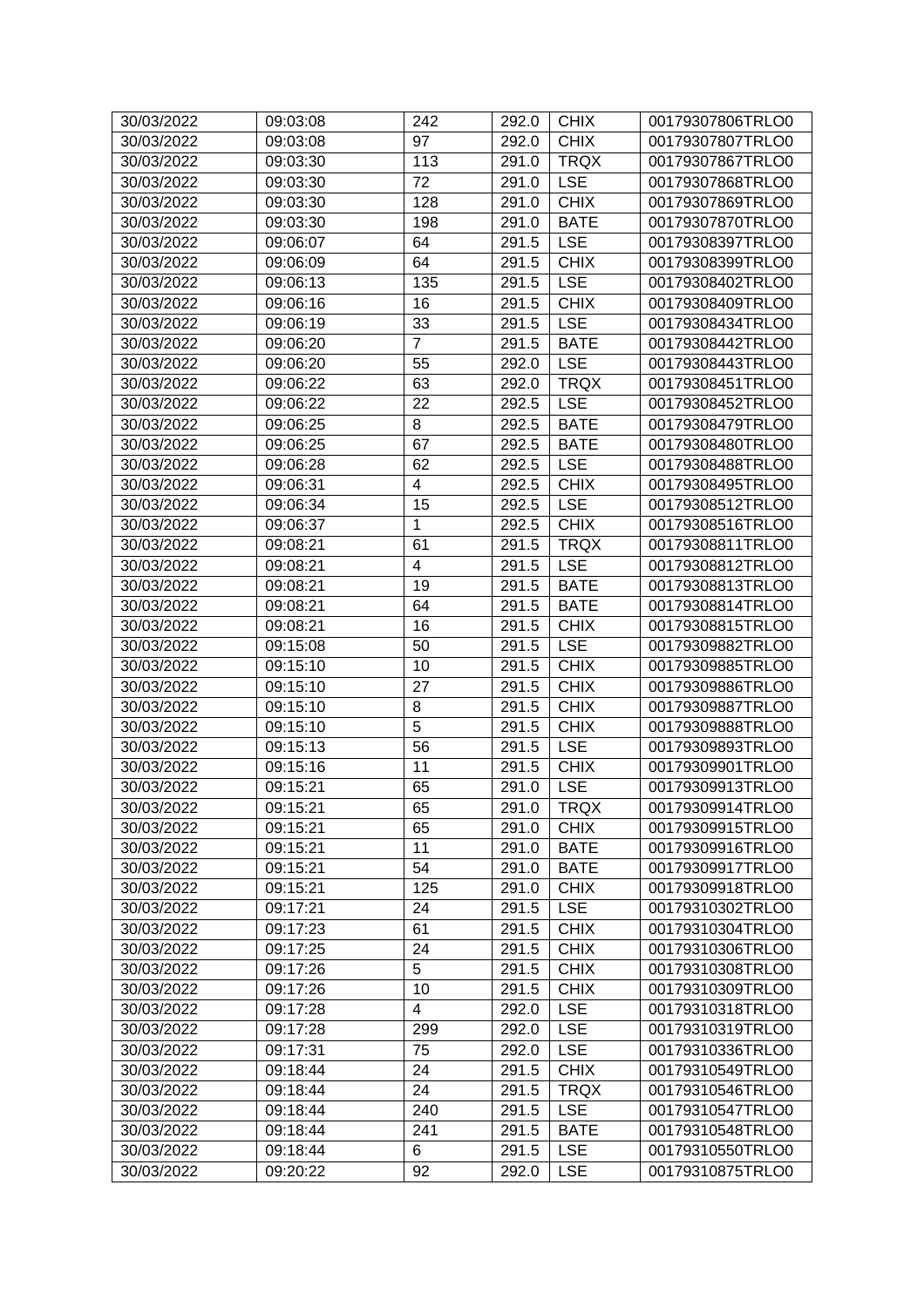| 30/03/2022 | 09:03:08 | 242 | 292.0 | CHIX | 00179307806TRLO0 |
|---|---|---|---|---|---|
| 30/03/2022 | 09:03:08 | 97 | 292.0 | CHIX | 00179307807TRLO0 |
| 30/03/2022 | 09:03:30 | 113 | 291.0 | TRQX | 00179307867TRLO0 |
| 30/03/2022 | 09:03:30 | 72 | 291.0 | LSE | 00179307868TRLO0 |
| 30/03/2022 | 09:03:30 | 128 | 291.0 | CHIX | 00179307869TRLO0 |
| 30/03/2022 | 09:03:30 | 198 | 291.0 | BATE | 00179307870TRLO0 |
| 30/03/2022 | 09:06:07 | 64 | 291.5 | LSE | 00179308397TRLO0 |
| 30/03/2022 | 09:06:09 | 64 | 291.5 | CHIX | 00179308399TRLO0 |
| 30/03/2022 | 09:06:13 | 135 | 291.5 | LSE | 00179308402TRLO0 |
| 30/03/2022 | 09:06:16 | 16 | 291.5 | CHIX | 00179308409TRLO0 |
| 30/03/2022 | 09:06:19 | 33 | 291.5 | LSE | 00179308434TRLO0 |
| 30/03/2022 | 09:06:20 | 7 | 291.5 | BATE | 00179308442TRLO0 |
| 30/03/2022 | 09:06:20 | 55 | 292.0 | LSE | 00179308443TRLO0 |
| 30/03/2022 | 09:06:22 | 63 | 292.0 | TRQX | 00179308451TRLO0 |
| 30/03/2022 | 09:06:22 | 22 | 292.5 | LSE | 00179308452TRLO0 |
| 30/03/2022 | 09:06:25 | 8 | 292.5 | BATE | 00179308479TRLO0 |
| 30/03/2022 | 09:06:25 | 67 | 292.5 | BATE | 00179308480TRLO0 |
| 30/03/2022 | 09:06:28 | 62 | 292.5 | LSE | 00179308488TRLO0 |
| 30/03/2022 | 09:06:31 | 4 | 292.5 | CHIX | 00179308495TRLO0 |
| 30/03/2022 | 09:06:34 | 15 | 292.5 | LSE | 00179308512TRLO0 |
| 30/03/2022 | 09:06:37 | 1 | 292.5 | CHIX | 00179308516TRLO0 |
| 30/03/2022 | 09:08:21 | 61 | 291.5 | TRQX | 00179308811TRLO0 |
| 30/03/2022 | 09:08:21 | 4 | 291.5 | LSE | 00179308812TRLO0 |
| 30/03/2022 | 09:08:21 | 19 | 291.5 | BATE | 00179308813TRLO0 |
| 30/03/2022 | 09:08:21 | 64 | 291.5 | BATE | 00179308814TRLO0 |
| 30/03/2022 | 09:08:21 | 16 | 291.5 | CHIX | 00179308815TRLO0 |
| 30/03/2022 | 09:15:08 | 50 | 291.5 | LSE | 00179309882TRLO0 |
| 30/03/2022 | 09:15:10 | 10 | 291.5 | CHIX | 00179309885TRLO0 |
| 30/03/2022 | 09:15:10 | 27 | 291.5 | CHIX | 00179309886TRLO0 |
| 30/03/2022 | 09:15:10 | 8 | 291.5 | CHIX | 00179309887TRLO0 |
| 30/03/2022 | 09:15:10 | 5 | 291.5 | CHIX | 00179309888TRLO0 |
| 30/03/2022 | 09:15:13 | 56 | 291.5 | LSE | 00179309893TRLO0 |
| 30/03/2022 | 09:15:16 | 11 | 291.5 | CHIX | 00179309901TRLO0 |
| 30/03/2022 | 09:15:21 | 65 | 291.0 | LSE | 00179309913TRLO0 |
| 30/03/2022 | 09:15:21 | 65 | 291.0 | TRQX | 00179309914TRLO0 |
| 30/03/2022 | 09:15:21 | 65 | 291.0 | CHIX | 00179309915TRLO0 |
| 30/03/2022 | 09:15:21 | 11 | 291.0 | BATE | 00179309916TRLO0 |
| 30/03/2022 | 09:15:21 | 54 | 291.0 | BATE | 00179309917TRLO0 |
| 30/03/2022 | 09:15:21 | 125 | 291.0 | CHIX | 00179309918TRLO0 |
| 30/03/2022 | 09:17:21 | 24 | 291.5 | LSE | 00179310302TRLO0 |
| 30/03/2022 | 09:17:23 | 61 | 291.5 | CHIX | 00179310304TRLO0 |
| 30/03/2022 | 09:17:25 | 24 | 291.5 | CHIX | 00179310306TRLO0 |
| 30/03/2022 | 09:17:26 | 5 | 291.5 | CHIX | 00179310308TRLO0 |
| 30/03/2022 | 09:17:26 | 10 | 291.5 | CHIX | 00179310309TRLO0 |
| 30/03/2022 | 09:17:28 | 4 | 292.0 | LSE | 00179310318TRLO0 |
| 30/03/2022 | 09:17:28 | 299 | 292.0 | LSE | 00179310319TRLO0 |
| 30/03/2022 | 09:17:31 | 75 | 292.0 | LSE | 00179310336TRLO0 |
| 30/03/2022 | 09:18:44 | 24 | 291.5 | CHIX | 00179310549TRLO0 |
| 30/03/2022 | 09:18:44 | 24 | 291.5 | TRQX | 00179310546TRLO0 |
| 30/03/2022 | 09:18:44 | 240 | 291.5 | LSE | 00179310547TRLO0 |
| 30/03/2022 | 09:18:44 | 241 | 291.5 | BATE | 00179310548TRLO0 |
| 30/03/2022 | 09:18:44 | 6 | 291.5 | LSE | 00179310550TRLO0 |
| 30/03/2022 | 09:20:22 | 92 | 292.0 | LSE | 00179310875TRLO0 |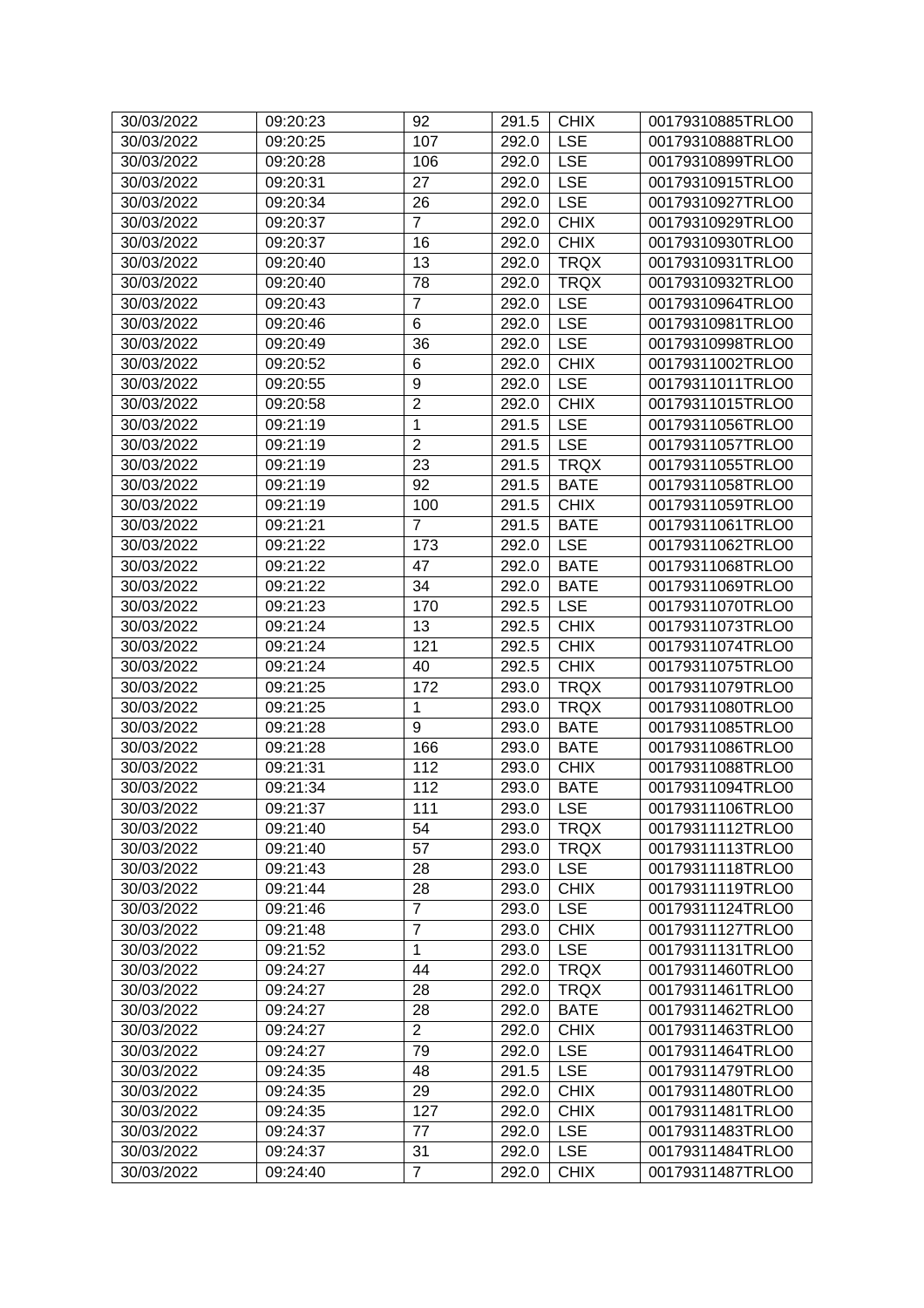| 30/03/2022 | 09:20:23 | 92 | 291.5 | CHIX | 00179310885TRLO0 |
|---|---|---|---|---|---|
| 30/03/2022 | 09:20:25 | 107 | 292.0 | LSE | 00179310888TRLO0 |
| 30/03/2022 | 09:20:28 | 106 | 292.0 | LSE | 00179310899TRLO0 |
| 30/03/2022 | 09:20:31 | 27 | 292.0 | LSE | 00179310915TRLO0 |
| 30/03/2022 | 09:20:34 | 26 | 292.0 | LSE | 00179310927TRLO0 |
| 30/03/2022 | 09:20:37 | 7 | 292.0 | CHIX | 00179310929TRLO0 |
| 30/03/2022 | 09:20:37 | 16 | 292.0 | CHIX | 00179310930TRLO0 |
| 30/03/2022 | 09:20:40 | 13 | 292.0 | TRQX | 00179310931TRLO0 |
| 30/03/2022 | 09:20:40 | 78 | 292.0 | TRQX | 00179310932TRLO0 |
| 30/03/2022 | 09:20:43 | 7 | 292.0 | LSE | 00179310964TRLO0 |
| 30/03/2022 | 09:20:46 | 6 | 292.0 | LSE | 00179310981TRLO0 |
| 30/03/2022 | 09:20:49 | 36 | 292.0 | LSE | 00179310998TRLO0 |
| 30/03/2022 | 09:20:52 | 6 | 292.0 | CHIX | 00179311002TRLO0 |
| 30/03/2022 | 09:20:55 | 9 | 292.0 | LSE | 00179311011TRLO0 |
| 30/03/2022 | 09:20:58 | 2 | 292.0 | CHIX | 00179311015TRLO0 |
| 30/03/2022 | 09:21:19 | 1 | 291.5 | LSE | 00179311056TRLO0 |
| 30/03/2022 | 09:21:19 | 2 | 291.5 | LSE | 00179311057TRLO0 |
| 30/03/2022 | 09:21:19 | 23 | 291.5 | TRQX | 00179311055TRLO0 |
| 30/03/2022 | 09:21:19 | 92 | 291.5 | BATE | 00179311058TRLO0 |
| 30/03/2022 | 09:21:19 | 100 | 291.5 | CHIX | 00179311059TRLO0 |
| 30/03/2022 | 09:21:21 | 7 | 291.5 | BATE | 00179311061TRLO0 |
| 30/03/2022 | 09:21:22 | 173 | 292.0 | LSE | 00179311062TRLO0 |
| 30/03/2022 | 09:21:22 | 47 | 292.0 | BATE | 00179311068TRLO0 |
| 30/03/2022 | 09:21:22 | 34 | 292.0 | BATE | 00179311069TRLO0 |
| 30/03/2022 | 09:21:23 | 170 | 292.5 | LSE | 00179311070TRLO0 |
| 30/03/2022 | 09:21:24 | 13 | 292.5 | CHIX | 00179311073TRLO0 |
| 30/03/2022 | 09:21:24 | 121 | 292.5 | CHIX | 00179311074TRLO0 |
| 30/03/2022 | 09:21:24 | 40 | 292.5 | CHIX | 00179311075TRLO0 |
| 30/03/2022 | 09:21:25 | 172 | 293.0 | TRQX | 00179311079TRLO0 |
| 30/03/2022 | 09:21:25 | 1 | 293.0 | TRQX | 00179311080TRLO0 |
| 30/03/2022 | 09:21:28 | 9 | 293.0 | BATE | 00179311085TRLO0 |
| 30/03/2022 | 09:21:28 | 166 | 293.0 | BATE | 00179311086TRLO0 |
| 30/03/2022 | 09:21:31 | 112 | 293.0 | CHIX | 00179311088TRLO0 |
| 30/03/2022 | 09:21:34 | 112 | 293.0 | BATE | 00179311094TRLO0 |
| 30/03/2022 | 09:21:37 | 111 | 293.0 | LSE | 00179311106TRLO0 |
| 30/03/2022 | 09:21:40 | 54 | 293.0 | TRQX | 00179311112TRLO0 |
| 30/03/2022 | 09:21:40 | 57 | 293.0 | TRQX | 00179311113TRLO0 |
| 30/03/2022 | 09:21:43 | 28 | 293.0 | LSE | 00179311118TRLO0 |
| 30/03/2022 | 09:21:44 | 28 | 293.0 | CHIX | 00179311119TRLO0 |
| 30/03/2022 | 09:21:46 | 7 | 293.0 | LSE | 00179311124TRLO0 |
| 30/03/2022 | 09:21:48 | 7 | 293.0 | CHIX | 00179311127TRLO0 |
| 30/03/2022 | 09:21:52 | 1 | 293.0 | LSE | 00179311131TRLO0 |
| 30/03/2022 | 09:24:27 | 44 | 292.0 | TRQX | 00179311460TRLO0 |
| 30/03/2022 | 09:24:27 | 28 | 292.0 | TRQX | 00179311461TRLO0 |
| 30/03/2022 | 09:24:27 | 28 | 292.0 | BATE | 00179311462TRLO0 |
| 30/03/2022 | 09:24:27 | 2 | 292.0 | CHIX | 00179311463TRLO0 |
| 30/03/2022 | 09:24:27 | 79 | 292.0 | LSE | 00179311464TRLO0 |
| 30/03/2022 | 09:24:35 | 48 | 291.5 | LSE | 00179311479TRLO0 |
| 30/03/2022 | 09:24:35 | 29 | 292.0 | CHIX | 00179311480TRLO0 |
| 30/03/2022 | 09:24:35 | 127 | 292.0 | CHIX | 00179311481TRLO0 |
| 30/03/2022 | 09:24:37 | 77 | 292.0 | LSE | 00179311483TRLO0 |
| 30/03/2022 | 09:24:37 | 31 | 292.0 | LSE | 00179311484TRLO0 |
| 30/03/2022 | 09:24:40 | 7 | 292.0 | CHIX | 00179311487TRLO0 |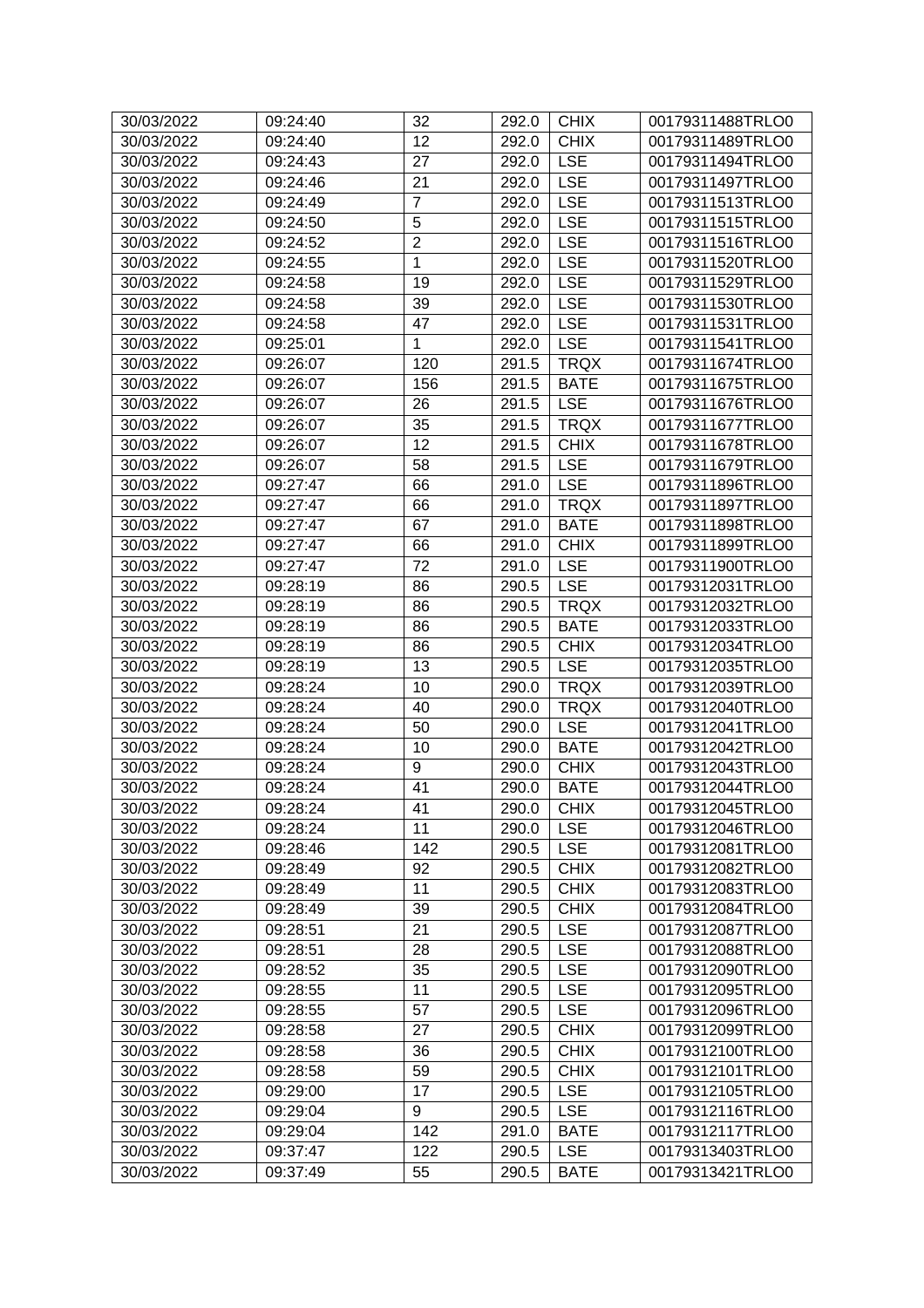| 30/03/2022 | 09:24:40 | 32 | 292.0 | CHIX | 00179311488TRLO0 |
|---|---|---|---|---|---|
| 30/03/2022 | 09:24:40 | 12 | 292.0 | CHIX | 00179311489TRLO0 |
| 30/03/2022 | 09:24:43 | 27 | 292.0 | LSE | 00179311494TRLO0 |
| 30/03/2022 | 09:24:46 | 21 | 292.0 | LSE | 00179311497TRLO0 |
| 30/03/2022 | 09:24:49 | 7 | 292.0 | LSE | 00179311513TRLO0 |
| 30/03/2022 | 09:24:50 | 5 | 292.0 | LSE | 00179311515TRLO0 |
| 30/03/2022 | 09:24:52 | 2 | 292.0 | LSE | 00179311516TRLO0 |
| 30/03/2022 | 09:24:55 | 1 | 292.0 | LSE | 00179311520TRLO0 |
| 30/03/2022 | 09:24:58 | 19 | 292.0 | LSE | 00179311529TRLO0 |
| 30/03/2022 | 09:24:58 | 39 | 292.0 | LSE | 00179311530TRLO0 |
| 30/03/2022 | 09:24:58 | 47 | 292.0 | LSE | 00179311531TRLO0 |
| 30/03/2022 | 09:25:01 | 1 | 292.0 | LSE | 00179311541TRLO0 |
| 30/03/2022 | 09:26:07 | 120 | 291.5 | TRQX | 00179311674TRLO0 |
| 30/03/2022 | 09:26:07 | 156 | 291.5 | BATE | 00179311675TRLO0 |
| 30/03/2022 | 09:26:07 | 26 | 291.5 | LSE | 00179311676TRLO0 |
| 30/03/2022 | 09:26:07 | 35 | 291.5 | TRQX | 00179311677TRLO0 |
| 30/03/2022 | 09:26:07 | 12 | 291.5 | CHIX | 00179311678TRLO0 |
| 30/03/2022 | 09:26:07 | 58 | 291.5 | LSE | 00179311679TRLO0 |
| 30/03/2022 | 09:27:47 | 66 | 291.0 | LSE | 00179311896TRLO0 |
| 30/03/2022 | 09:27:47 | 66 | 291.0 | TRQX | 00179311897TRLO0 |
| 30/03/2022 | 09:27:47 | 67 | 291.0 | BATE | 00179311898TRLO0 |
| 30/03/2022 | 09:27:47 | 66 | 291.0 | CHIX | 00179311899TRLO0 |
| 30/03/2022 | 09:27:47 | 72 | 291.0 | LSE | 00179311900TRLO0 |
| 30/03/2022 | 09:28:19 | 86 | 290.5 | LSE | 00179312031TRLO0 |
| 30/03/2022 | 09:28:19 | 86 | 290.5 | TRQX | 00179312032TRLO0 |
| 30/03/2022 | 09:28:19 | 86 | 290.5 | BATE | 00179312033TRLO0 |
| 30/03/2022 | 09:28:19 | 86 | 290.5 | CHIX | 00179312034TRLO0 |
| 30/03/2022 | 09:28:19 | 13 | 290.5 | LSE | 00179312035TRLO0 |
| 30/03/2022 | 09:28:24 | 10 | 290.0 | TRQX | 00179312039TRLO0 |
| 30/03/2022 | 09:28:24 | 40 | 290.0 | TRQX | 00179312040TRLO0 |
| 30/03/2022 | 09:28:24 | 50 | 290.0 | LSE | 00179312041TRLO0 |
| 30/03/2022 | 09:28:24 | 10 | 290.0 | BATE | 00179312042TRLO0 |
| 30/03/2022 | 09:28:24 | 9 | 290.0 | CHIX | 00179312043TRLO0 |
| 30/03/2022 | 09:28:24 | 41 | 290.0 | BATE | 00179312044TRLO0 |
| 30/03/2022 | 09:28:24 | 41 | 290.0 | CHIX | 00179312045TRLO0 |
| 30/03/2022 | 09:28:24 | 11 | 290.0 | LSE | 00179312046TRLO0 |
| 30/03/2022 | 09:28:46 | 142 | 290.5 | LSE | 00179312081TRLO0 |
| 30/03/2022 | 09:28:49 | 92 | 290.5 | CHIX | 00179312082TRLO0 |
| 30/03/2022 | 09:28:49 | 11 | 290.5 | CHIX | 00179312083TRLO0 |
| 30/03/2022 | 09:28:49 | 39 | 290.5 | CHIX | 00179312084TRLO0 |
| 30/03/2022 | 09:28:51 | 21 | 290.5 | LSE | 00179312087TRLO0 |
| 30/03/2022 | 09:28:51 | 28 | 290.5 | LSE | 00179312088TRLO0 |
| 30/03/2022 | 09:28:52 | 35 | 290.5 | LSE | 00179312090TRLO0 |
| 30/03/2022 | 09:28:55 | 11 | 290.5 | LSE | 00179312095TRLO0 |
| 30/03/2022 | 09:28:55 | 57 | 290.5 | LSE | 00179312096TRLO0 |
| 30/03/2022 | 09:28:58 | 27 | 290.5 | CHIX | 00179312099TRLO0 |
| 30/03/2022 | 09:28:58 | 36 | 290.5 | CHIX | 00179312100TRLO0 |
| 30/03/2022 | 09:28:58 | 59 | 290.5 | CHIX | 00179312101TRLO0 |
| 30/03/2022 | 09:29:00 | 17 | 290.5 | LSE | 00179312105TRLO0 |
| 30/03/2022 | 09:29:04 | 9 | 290.5 | LSE | 00179312116TRLO0 |
| 30/03/2022 | 09:29:04 | 142 | 291.0 | BATE | 00179312117TRLO0 |
| 30/03/2022 | 09:37:47 | 122 | 290.5 | LSE | 00179313403TRLO0 |
| 30/03/2022 | 09:37:49 | 55 | 290.5 | BATE | 00179313421TRLO0 |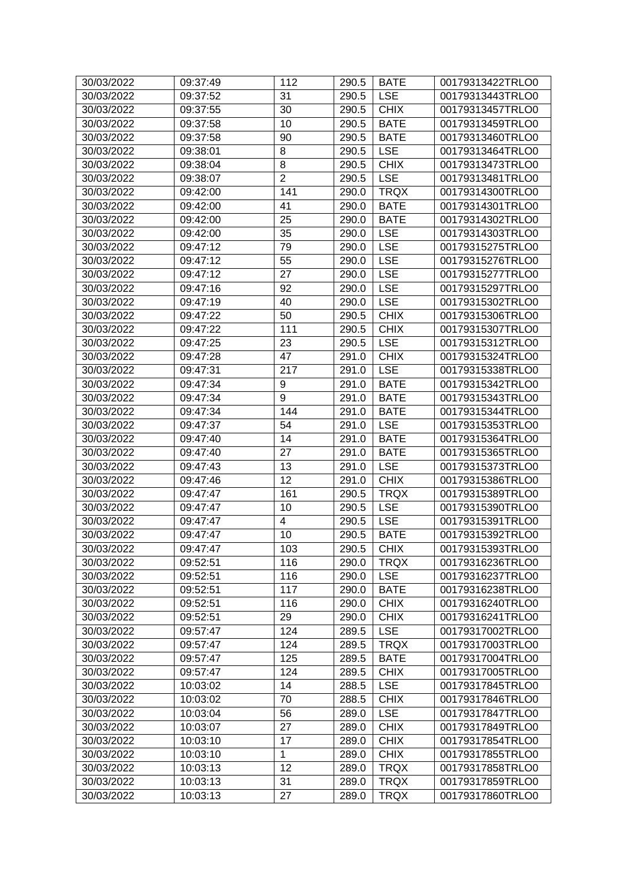| 30/03/2022 | 09:37:49 | 112 | 290.5 | BATE | 00179313422TRLO0 |
|---|---|---|---|---|---|
| 30/03/2022 | 09:37:52 | 31 | 290.5 | LSE | 00179313443TRLO0 |
| 30/03/2022 | 09:37:55 | 30 | 290.5 | CHIX | 00179313457TRLO0 |
| 30/03/2022 | 09:37:58 | 10 | 290.5 | BATE | 00179313459TRLO0 |
| 30/03/2022 | 09:37:58 | 90 | 290.5 | BATE | 00179313460TRLO0 |
| 30/03/2022 | 09:38:01 | 8 | 290.5 | LSE | 00179313464TRLO0 |
| 30/03/2022 | 09:38:04 | 8 | 290.5 | CHIX | 00179313473TRLO0 |
| 30/03/2022 | 09:38:07 | 2 | 290.5 | LSE | 00179313481TRLO0 |
| 30/03/2022 | 09:42:00 | 141 | 290.0 | TRQX | 00179314300TRLO0 |
| 30/03/2022 | 09:42:00 | 41 | 290.0 | BATE | 00179314301TRLO0 |
| 30/03/2022 | 09:42:00 | 25 | 290.0 | BATE | 00179314302TRLO0 |
| 30/03/2022 | 09:42:00 | 35 | 290.0 | LSE | 00179314303TRLO0 |
| 30/03/2022 | 09:47:12 | 79 | 290.0 | LSE | 00179315275TRLO0 |
| 30/03/2022 | 09:47:12 | 55 | 290.0 | LSE | 00179315276TRLO0 |
| 30/03/2022 | 09:47:12 | 27 | 290.0 | LSE | 00179315277TRLO0 |
| 30/03/2022 | 09:47:16 | 92 | 290.0 | LSE | 00179315297TRLO0 |
| 30/03/2022 | 09:47:19 | 40 | 290.0 | LSE | 00179315302TRLO0 |
| 30/03/2022 | 09:47:22 | 50 | 290.5 | CHIX | 00179315306TRLO0 |
| 30/03/2022 | 09:47:22 | 111 | 290.5 | CHIX | 00179315307TRLO0 |
| 30/03/2022 | 09:47:25 | 23 | 290.5 | LSE | 00179315312TRLO0 |
| 30/03/2022 | 09:47:28 | 47 | 291.0 | CHIX | 00179315324TRLO0 |
| 30/03/2022 | 09:47:31 | 217 | 291.0 | LSE | 00179315338TRLO0 |
| 30/03/2022 | 09:47:34 | 9 | 291.0 | BATE | 00179315342TRLO0 |
| 30/03/2022 | 09:47:34 | 9 | 291.0 | BATE | 00179315343TRLO0 |
| 30/03/2022 | 09:47:34 | 144 | 291.0 | BATE | 00179315344TRLO0 |
| 30/03/2022 | 09:47:37 | 54 | 291.0 | LSE | 00179315353TRLO0 |
| 30/03/2022 | 09:47:40 | 14 | 291.0 | BATE | 00179315364TRLO0 |
| 30/03/2022 | 09:47:40 | 27 | 291.0 | BATE | 00179315365TRLO0 |
| 30/03/2022 | 09:47:43 | 13 | 291.0 | LSE | 00179315373TRLO0 |
| 30/03/2022 | 09:47:46 | 12 | 291.0 | CHIX | 00179315386TRLO0 |
| 30/03/2022 | 09:47:47 | 161 | 290.5 | TRQX | 00179315389TRLO0 |
| 30/03/2022 | 09:47:47 | 10 | 290.5 | LSE | 00179315390TRLO0 |
| 30/03/2022 | 09:47:47 | 4 | 290.5 | LSE | 00179315391TRLO0 |
| 30/03/2022 | 09:47:47 | 10 | 290.5 | BATE | 00179315392TRLO0 |
| 30/03/2022 | 09:47:47 | 103 | 290.5 | CHIX | 00179315393TRLO0 |
| 30/03/2022 | 09:52:51 | 116 | 290.0 | TRQX | 00179316236TRLO0 |
| 30/03/2022 | 09:52:51 | 116 | 290.0 | LSE | 00179316237TRLO0 |
| 30/03/2022 | 09:52:51 | 117 | 290.0 | BATE | 00179316238TRLO0 |
| 30/03/2022 | 09:52:51 | 116 | 290.0 | CHIX | 00179316240TRLO0 |
| 30/03/2022 | 09:52:51 | 29 | 290.0 | CHIX | 00179316241TRLO0 |
| 30/03/2022 | 09:57:47 | 124 | 289.5 | LSE | 00179317002TRLO0 |
| 30/03/2022 | 09:57:47 | 124 | 289.5 | TRQX | 00179317003TRLO0 |
| 30/03/2022 | 09:57:47 | 125 | 289.5 | BATE | 00179317004TRLO0 |
| 30/03/2022 | 09:57:47 | 124 | 289.5 | CHIX | 00179317005TRLO0 |
| 30/03/2022 | 10:03:02 | 14 | 288.5 | LSE | 00179317845TRLO0 |
| 30/03/2022 | 10:03:02 | 70 | 288.5 | CHIX | 00179317846TRLO0 |
| 30/03/2022 | 10:03:04 | 56 | 289.0 | LSE | 00179317847TRLO0 |
| 30/03/2022 | 10:03:07 | 27 | 289.0 | CHIX | 00179317849TRLO0 |
| 30/03/2022 | 10:03:10 | 17 | 289.0 | CHIX | 00179317854TRLO0 |
| 30/03/2022 | 10:03:10 | 1 | 289.0 | CHIX | 00179317855TRLO0 |
| 30/03/2022 | 10:03:13 | 12 | 289.0 | TRQX | 00179317858TRLO0 |
| 30/03/2022 | 10:03:13 | 31 | 289.0 | TRQX | 00179317859TRLO0 |
| 30/03/2022 | 10:03:13 | 27 | 289.0 | TRQX | 00179317860TRLO0 |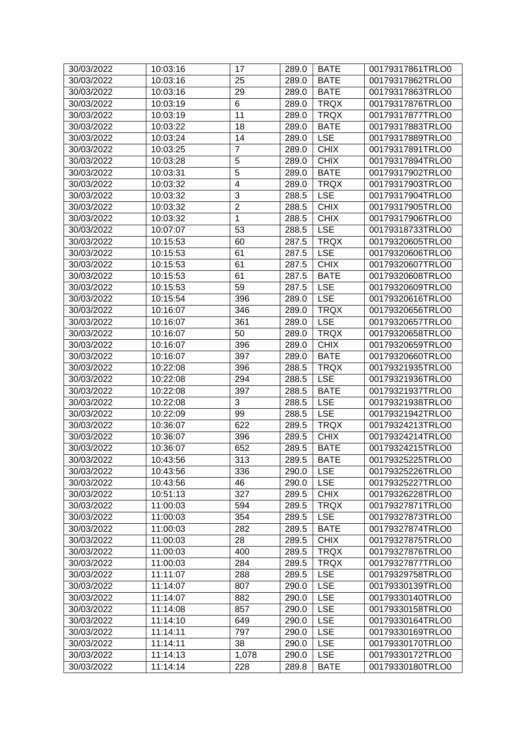| 30/03/2022 | 10:03:16 | 17 | 289.0 | BATE | 00179317861TRLO0 |
|---|---|---|---|---|---|
| 30/03/2022 | 10:03:16 | 25 | 289.0 | BATE | 00179317862TRLO0 |
| 30/03/2022 | 10:03:16 | 29 | 289.0 | BATE | 00179317863TRLO0 |
| 30/03/2022 | 10:03:19 | 6 | 289.0 | TRQX | 00179317876TRLO0 |
| 30/03/2022 | 10:03:19 | 11 | 289.0 | TRQX | 00179317877TRLO0 |
| 30/03/2022 | 10:03:22 | 18 | 289.0 | BATE | 00179317883TRLO0 |
| 30/03/2022 | 10:03:24 | 14 | 289.0 | LSE | 00179317889TRLO0 |
| 30/03/2022 | 10:03:25 | 7 | 289.0 | CHIX | 00179317891TRLO0 |
| 30/03/2022 | 10:03:28 | 5 | 289.0 | CHIX | 00179317894TRLO0 |
| 30/03/2022 | 10:03:31 | 5 | 289.0 | BATE | 00179317902TRLO0 |
| 30/03/2022 | 10:03:32 | 4 | 289.0 | TRQX | 00179317903TRLO0 |
| 30/03/2022 | 10:03:32 | 3 | 288.5 | LSE | 00179317904TRLO0 |
| 30/03/2022 | 10:03:32 | 2 | 288.5 | CHIX | 00179317905TRLO0 |
| 30/03/2022 | 10:03:32 | 1 | 288.5 | CHIX | 00179317906TRLO0 |
| 30/03/2022 | 10:07:07 | 53 | 288.5 | LSE | 00179318733TRLO0 |
| 30/03/2022 | 10:15:53 | 60 | 287.5 | TRQX | 00179320605TRLO0 |
| 30/03/2022 | 10:15:53 | 61 | 287.5 | LSE | 00179320606TRLO0 |
| 30/03/2022 | 10:15:53 | 61 | 287.5 | CHIX | 00179320607TRLO0 |
| 30/03/2022 | 10:15:53 | 61 | 287.5 | BATE | 00179320608TRLO0 |
| 30/03/2022 | 10:15:53 | 59 | 287.5 | LSE | 00179320609TRLO0 |
| 30/03/2022 | 10:15:54 | 396 | 289.0 | LSE | 00179320616TRLO0 |
| 30/03/2022 | 10:16:07 | 346 | 289.0 | TRQX | 00179320656TRLO0 |
| 30/03/2022 | 10:16:07 | 361 | 289.0 | LSE | 00179320657TRLO0 |
| 30/03/2022 | 10:16:07 | 50 | 289.0 | TRQX | 00179320658TRLO0 |
| 30/03/2022 | 10:16:07 | 396 | 289.0 | CHIX | 00179320659TRLO0 |
| 30/03/2022 | 10:16:07 | 397 | 289.0 | BATE | 00179320660TRLO0 |
| 30/03/2022 | 10:22:08 | 396 | 288.5 | TRQX | 00179321935TRLO0 |
| 30/03/2022 | 10:22:08 | 294 | 288.5 | LSE | 00179321936TRLO0 |
| 30/03/2022 | 10:22:08 | 397 | 288.5 | BATE | 00179321937TRLO0 |
| 30/03/2022 | 10:22:08 | 3 | 288.5 | LSE | 00179321938TRLO0 |
| 30/03/2022 | 10:22:09 | 99 | 288.5 | LSE | 00179321942TRLO0 |
| 30/03/2022 | 10:36:07 | 622 | 289.5 | TRQX | 00179324213TRLO0 |
| 30/03/2022 | 10:36:07 | 396 | 289.5 | CHIX | 00179324214TRLO0 |
| 30/03/2022 | 10:36:07 | 652 | 289.5 | BATE | 00179324215TRLO0 |
| 30/03/2022 | 10:43:56 | 313 | 289.5 | BATE | 00179325225TRLO0 |
| 30/03/2022 | 10:43:56 | 336 | 290.0 | LSE | 00179325226TRLO0 |
| 30/03/2022 | 10:43:56 | 46 | 290.0 | LSE | 00179325227TRLO0 |
| 30/03/2022 | 10:51:13 | 327 | 289.5 | CHIX | 00179326228TRLO0 |
| 30/03/2022 | 11:00:03 | 594 | 289.5 | TRQX | 00179327871TRLO0 |
| 30/03/2022 | 11:00:03 | 354 | 289.5 | LSE | 00179327873TRLO0 |
| 30/03/2022 | 11:00:03 | 282 | 289.5 | BATE | 00179327874TRLO0 |
| 30/03/2022 | 11:00:03 | 28 | 289.5 | CHIX | 00179327875TRLO0 |
| 30/03/2022 | 11:00:03 | 400 | 289.5 | TRQX | 00179327876TRLO0 |
| 30/03/2022 | 11:00:03 | 284 | 289.5 | TRQX | 00179327877TRLO0 |
| 30/03/2022 | 11:11:07 | 288 | 289.5 | LSE | 00179329758TRLO0 |
| 30/03/2022 | 11:14:07 | 807 | 290.0 | LSE | 00179330139TRLO0 |
| 30/03/2022 | 11:14:07 | 882 | 290.0 | LSE | 00179330140TRLO0 |
| 30/03/2022 | 11:14:08 | 857 | 290.0 | LSE | 00179330158TRLO0 |
| 30/03/2022 | 11:14:10 | 649 | 290.0 | LSE | 00179330164TRLO0 |
| 30/03/2022 | 11:14:11 | 797 | 290.0 | LSE | 00179330169TRLO0 |
| 30/03/2022 | 11:14:11 | 38 | 290.0 | LSE | 00179330170TRLO0 |
| 30/03/2022 | 11:14:13 | 1,078 | 290.0 | LSE | 00179330172TRLO0 |
| 30/03/2022 | 11:14:14 | 228 | 289.8 | BATE | 00179330180TRLO0 |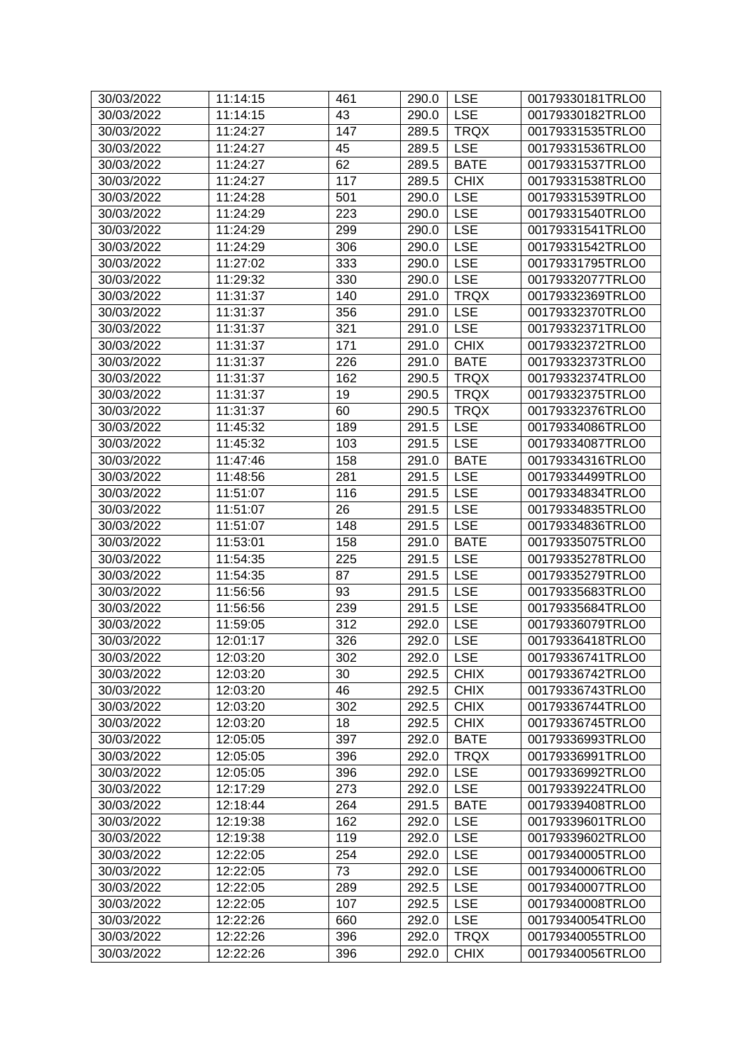| 30/03/2022 | 11:14:15 | 461 | 290.0 | LSE | 00179330181TRLO0 |
|---|---|---|---|---|---|
| 30/03/2022 | 11:14:15 | 43 | 290.0 | LSE | 00179330182TRLO0 |
| 30/03/2022 | 11:24:27 | 147 | 289.5 | TRQX | 00179331535TRLO0 |
| 30/03/2022 | 11:24:27 | 45 | 289.5 | LSE | 00179331536TRLO0 |
| 30/03/2022 | 11:24:27 | 62 | 289.5 | BATE | 00179331537TRLO0 |
| 30/03/2022 | 11:24:27 | 117 | 289.5 | CHIX | 00179331538TRLO0 |
| 30/03/2022 | 11:24:28 | 501 | 290.0 | LSE | 00179331539TRLO0 |
| 30/03/2022 | 11:24:29 | 223 | 290.0 | LSE | 00179331540TRLO0 |
| 30/03/2022 | 11:24:29 | 299 | 290.0 | LSE | 00179331541TRLO0 |
| 30/03/2022 | 11:24:29 | 306 | 290.0 | LSE | 00179331542TRLO0 |
| 30/03/2022 | 11:27:02 | 333 | 290.0 | LSE | 00179331795TRLO0 |
| 30/03/2022 | 11:29:32 | 330 | 290.0 | LSE | 00179332077TRLO0 |
| 30/03/2022 | 11:31:37 | 140 | 291.0 | TRQX | 00179332369TRLO0 |
| 30/03/2022 | 11:31:37 | 356 | 291.0 | LSE | 00179332370TRLO0 |
| 30/03/2022 | 11:31:37 | 321 | 291.0 | LSE | 00179332371TRLO0 |
| 30/03/2022 | 11:31:37 | 171 | 291.0 | CHIX | 00179332372TRLO0 |
| 30/03/2022 | 11:31:37 | 226 | 291.0 | BATE | 00179332373TRLO0 |
| 30/03/2022 | 11:31:37 | 162 | 290.5 | TRQX | 00179332374TRLO0 |
| 30/03/2022 | 11:31:37 | 19 | 290.5 | TRQX | 00179332375TRLO0 |
| 30/03/2022 | 11:31:37 | 60 | 290.5 | TRQX | 00179332376TRLO0 |
| 30/03/2022 | 11:45:32 | 189 | 291.5 | LSE | 00179334086TRLO0 |
| 30/03/2022 | 11:45:32 | 103 | 291.5 | LSE | 00179334087TRLO0 |
| 30/03/2022 | 11:47:46 | 158 | 291.0 | BATE | 00179334316TRLO0 |
| 30/03/2022 | 11:48:56 | 281 | 291.5 | LSE | 00179334499TRLO0 |
| 30/03/2022 | 11:51:07 | 116 | 291.5 | LSE | 00179334834TRLO0 |
| 30/03/2022 | 11:51:07 | 26 | 291.5 | LSE | 00179334835TRLO0 |
| 30/03/2022 | 11:51:07 | 148 | 291.5 | LSE | 00179334836TRLO0 |
| 30/03/2022 | 11:53:01 | 158 | 291.0 | BATE | 00179335075TRLO0 |
| 30/03/2022 | 11:54:35 | 225 | 291.5 | LSE | 00179335278TRLO0 |
| 30/03/2022 | 11:54:35 | 87 | 291.5 | LSE | 00179335279TRLO0 |
| 30/03/2022 | 11:56:56 | 93 | 291.5 | LSE | 00179335683TRLO0 |
| 30/03/2022 | 11:56:56 | 239 | 291.5 | LSE | 00179335684TRLO0 |
| 30/03/2022 | 11:59:05 | 312 | 292.0 | LSE | 00179336079TRLO0 |
| 30/03/2022 | 12:01:17 | 326 | 292.0 | LSE | 00179336418TRLO0 |
| 30/03/2022 | 12:03:20 | 302 | 292.0 | LSE | 00179336741TRLO0 |
| 30/03/2022 | 12:03:20 | 30 | 292.5 | CHIX | 00179336742TRLO0 |
| 30/03/2022 | 12:03:20 | 46 | 292.5 | CHIX | 00179336743TRLO0 |
| 30/03/2022 | 12:03:20 | 302 | 292.5 | CHIX | 00179336744TRLO0 |
| 30/03/2022 | 12:03:20 | 18 | 292.5 | CHIX | 00179336745TRLO0 |
| 30/03/2022 | 12:05:05 | 397 | 292.0 | BATE | 00179336993TRLO0 |
| 30/03/2022 | 12:05:05 | 396 | 292.0 | TRQX | 00179336991TRLO0 |
| 30/03/2022 | 12:05:05 | 396 | 292.0 | LSE | 00179336992TRLO0 |
| 30/03/2022 | 12:17:29 | 273 | 292.0 | LSE | 00179339224TRLO0 |
| 30/03/2022 | 12:18:44 | 264 | 291.5 | BATE | 00179339408TRLO0 |
| 30/03/2022 | 12:19:38 | 162 | 292.0 | LSE | 00179339601TRLO0 |
| 30/03/2022 | 12:19:38 | 119 | 292.0 | LSE | 00179339602TRLO0 |
| 30/03/2022 | 12:22:05 | 254 | 292.0 | LSE | 00179340005TRLO0 |
| 30/03/2022 | 12:22:05 | 73 | 292.0 | LSE | 00179340006TRLO0 |
| 30/03/2022 | 12:22:05 | 289 | 292.5 | LSE | 00179340007TRLO0 |
| 30/03/2022 | 12:22:05 | 107 | 292.5 | LSE | 00179340008TRLO0 |
| 30/03/2022 | 12:22:26 | 660 | 292.0 | LSE | 00179340054TRLO0 |
| 30/03/2022 | 12:22:26 | 396 | 292.0 | TRQX | 00179340055TRLO0 |
| 30/03/2022 | 12:22:26 | 396 | 292.0 | CHIX | 00179340056TRLO0 |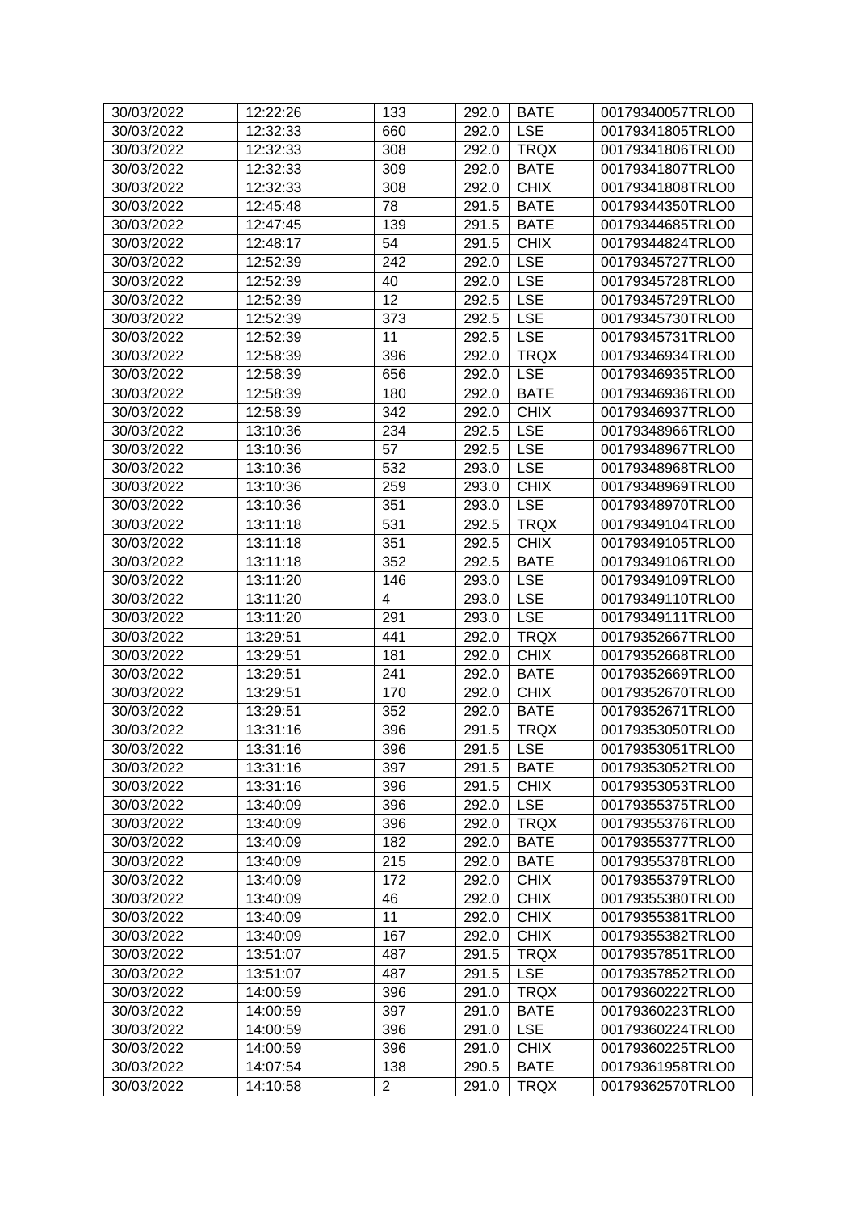| 30/03/2022 | 12:22:26 | 133 | 292.0 | BATE | 00179340057TRLO0 |
|---|---|---|---|---|---|
| 30/03/2022 | 12:32:33 | 660 | 292.0 | LSE | 00179341805TRLO0 |
| 30/03/2022 | 12:32:33 | 308 | 292.0 | TRQX | 00179341806TRLO0 |
| 30/03/2022 | 12:32:33 | 309 | 292.0 | BATE | 00179341807TRLO0 |
| 30/03/2022 | 12:32:33 | 308 | 292.0 | CHIX | 00179341808TRLO0 |
| 30/03/2022 | 12:45:48 | 78 | 291.5 | BATE | 00179344350TRLO0 |
| 30/03/2022 | 12:47:45 | 139 | 291.5 | BATE | 00179344685TRLO0 |
| 30/03/2022 | 12:48:17 | 54 | 291.5 | CHIX | 00179344824TRLO0 |
| 30/03/2022 | 12:52:39 | 242 | 292.0 | LSE | 00179345727TRLO0 |
| 30/03/2022 | 12:52:39 | 40 | 292.0 | LSE | 00179345728TRLO0 |
| 30/03/2022 | 12:52:39 | 12 | 292.5 | LSE | 00179345729TRLO0 |
| 30/03/2022 | 12:52:39 | 373 | 292.5 | LSE | 00179345730TRLO0 |
| 30/03/2022 | 12:52:39 | 11 | 292.5 | LSE | 00179345731TRLO0 |
| 30/03/2022 | 12:58:39 | 396 | 292.0 | TRQX | 00179346934TRLO0 |
| 30/03/2022 | 12:58:39 | 656 | 292.0 | LSE | 00179346935TRLO0 |
| 30/03/2022 | 12:58:39 | 180 | 292.0 | BATE | 00179346936TRLO0 |
| 30/03/2022 | 12:58:39 | 342 | 292.0 | CHIX | 00179346937TRLO0 |
| 30/03/2022 | 13:10:36 | 234 | 292.5 | LSE | 00179348966TRLO0 |
| 30/03/2022 | 13:10:36 | 57 | 292.5 | LSE | 00179348967TRLO0 |
| 30/03/2022 | 13:10:36 | 532 | 293.0 | LSE | 00179348968TRLO0 |
| 30/03/2022 | 13:10:36 | 259 | 293.0 | CHIX | 00179348969TRLO0 |
| 30/03/2022 | 13:10:36 | 351 | 293.0 | LSE | 00179348970TRLO0 |
| 30/03/2022 | 13:11:18 | 531 | 292.5 | TRQX | 00179349104TRLO0 |
| 30/03/2022 | 13:11:18 | 351 | 292.5 | CHIX | 00179349105TRLO0 |
| 30/03/2022 | 13:11:18 | 352 | 292.5 | BATE | 00179349106TRLO0 |
| 30/03/2022 | 13:11:20 | 146 | 293.0 | LSE | 00179349109TRLO0 |
| 30/03/2022 | 13:11:20 | 4 | 293.0 | LSE | 00179349110TRLO0 |
| 30/03/2022 | 13:11:20 | 291 | 293.0 | LSE | 00179349111TRLO0 |
| 30/03/2022 | 13:29:51 | 441 | 292.0 | TRQX | 00179352667TRLO0 |
| 30/03/2022 | 13:29:51 | 181 | 292.0 | CHIX | 00179352668TRLO0 |
| 30/03/2022 | 13:29:51 | 241 | 292.0 | BATE | 00179352669TRLO0 |
| 30/03/2022 | 13:29:51 | 170 | 292.0 | CHIX | 00179352670TRLO0 |
| 30/03/2022 | 13:29:51 | 352 | 292.0 | BATE | 00179352671TRLO0 |
| 30/03/2022 | 13:31:16 | 396 | 291.5 | TRQX | 00179353050TRLO0 |
| 30/03/2022 | 13:31:16 | 396 | 291.5 | LSE | 00179353051TRLO0 |
| 30/03/2022 | 13:31:16 | 397 | 291.5 | BATE | 00179353052TRLO0 |
| 30/03/2022 | 13:31:16 | 396 | 291.5 | CHIX | 00179353053TRLO0 |
| 30/03/2022 | 13:40:09 | 396 | 292.0 | LSE | 00179355375TRLO0 |
| 30/03/2022 | 13:40:09 | 396 | 292.0 | TRQX | 00179355376TRLO0 |
| 30/03/2022 | 13:40:09 | 182 | 292.0 | BATE | 00179355377TRLO0 |
| 30/03/2022 | 13:40:09 | 215 | 292.0 | BATE | 00179355378TRLO0 |
| 30/03/2022 | 13:40:09 | 172 | 292.0 | CHIX | 00179355379TRLO0 |
| 30/03/2022 | 13:40:09 | 46 | 292.0 | CHIX | 00179355380TRLO0 |
| 30/03/2022 | 13:40:09 | 11 | 292.0 | CHIX | 00179355381TRLO0 |
| 30/03/2022 | 13:40:09 | 167 | 292.0 | CHIX | 00179355382TRLO0 |
| 30/03/2022 | 13:51:07 | 487 | 291.5 | TRQX | 00179357851TRLO0 |
| 30/03/2022 | 13:51:07 | 487 | 291.5 | LSE | 00179357852TRLO0 |
| 30/03/2022 | 14:00:59 | 396 | 291.0 | TRQX | 00179360222TRLO0 |
| 30/03/2022 | 14:00:59 | 397 | 291.0 | BATE | 00179360223TRLO0 |
| 30/03/2022 | 14:00:59 | 396 | 291.0 | LSE | 00179360224TRLO0 |
| 30/03/2022 | 14:00:59 | 396 | 291.0 | CHIX | 00179360225TRLO0 |
| 30/03/2022 | 14:07:54 | 138 | 290.5 | BATE | 00179361958TRLO0 |
| 30/03/2022 | 14:10:58 | 2 | 291.0 | TRQX | 00179362570TRLO0 |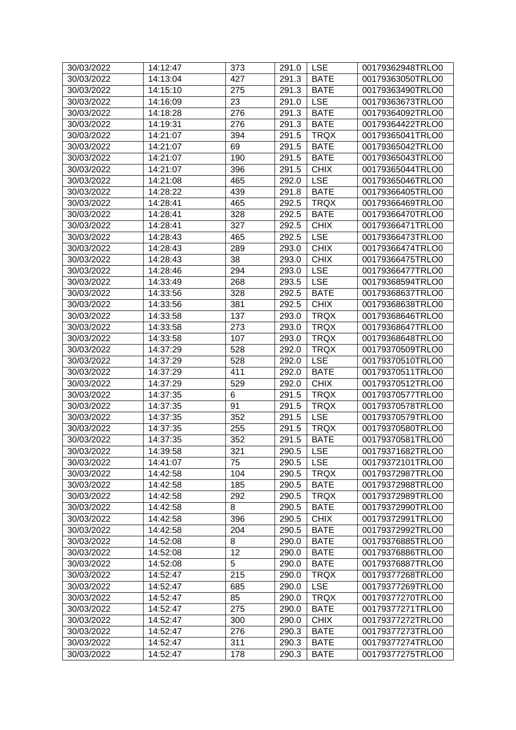| 30/03/2022 | 14:12:47 | 373 | 291.0 | LSE | 00179362948TRLO0 |
|---|---|---|---|---|---|
| 30/03/2022 | 14:13:04 | 427 | 291.3 | BATE | 00179363050TRLO0 |
| 30/03/2022 | 14:15:10 | 275 | 291.3 | BATE | 00179363490TRLO0 |
| 30/03/2022 | 14:16:09 | 23 | 291.0 | LSE | 00179363673TRLO0 |
| 30/03/2022 | 14:18:28 | 276 | 291.3 | BATE | 00179364092TRLO0 |
| 30/03/2022 | 14:19:31 | 276 | 291.3 | BATE | 00179364422TRLO0 |
| 30/03/2022 | 14:21:07 | 394 | 291.5 | TRQX | 00179365041TRLO0 |
| 30/03/2022 | 14:21:07 | 69 | 291.5 | BATE | 00179365042TRLO0 |
| 30/03/2022 | 14:21:07 | 190 | 291.5 | BATE | 00179365043TRLO0 |
| 30/03/2022 | 14:21:07 | 396 | 291.5 | CHIX | 00179365044TRLO0 |
| 30/03/2022 | 14:21:08 | 465 | 292.0 | LSE | 00179365046TRLO0 |
| 30/03/2022 | 14:28:22 | 439 | 291.8 | BATE | 00179366405TRLO0 |
| 30/03/2022 | 14:28:41 | 465 | 292.5 | TRQX | 00179366469TRLO0 |
| 30/03/2022 | 14:28:41 | 328 | 292.5 | BATE | 00179366470TRLO0 |
| 30/03/2022 | 14:28:41 | 327 | 292.5 | CHIX | 00179366471TRLO0 |
| 30/03/2022 | 14:28:43 | 465 | 292.5 | LSE | 00179366473TRLO0 |
| 30/03/2022 | 14:28:43 | 289 | 293.0 | CHIX | 00179366474TRLO0 |
| 30/03/2022 | 14:28:43 | 38 | 293.0 | CHIX | 00179366475TRLO0 |
| 30/03/2022 | 14:28:46 | 294 | 293.0 | LSE | 00179366477TRLO0 |
| 30/03/2022 | 14:33:49 | 268 | 293.5 | LSE | 00179368594TRLO0 |
| 30/03/2022 | 14:33:56 | 328 | 292.5 | BATE | 00179368637TRLO0 |
| 30/03/2022 | 14:33:56 | 381 | 292.5 | CHIX | 00179368638TRLO0 |
| 30/03/2022 | 14:33:58 | 137 | 293.0 | TRQX | 00179368646TRLO0 |
| 30/03/2022 | 14:33:58 | 273 | 293.0 | TRQX | 00179368647TRLO0 |
| 30/03/2022 | 14:33:58 | 107 | 293.0 | TRQX | 00179368648TRLO0 |
| 30/03/2022 | 14:37:29 | 528 | 292.0 | TRQX | 00179370509TRLO0 |
| 30/03/2022 | 14:37:29 | 528 | 292.0 | LSE | 00179370510TRLO0 |
| 30/03/2022 | 14:37:29 | 411 | 292.0 | BATE | 00179370511TRLO0 |
| 30/03/2022 | 14:37:29 | 529 | 292.0 | CHIX | 00179370512TRLO0 |
| 30/03/2022 | 14:37:35 | 6 | 291.5 | TRQX | 00179370577TRLO0 |
| 30/03/2022 | 14:37:35 | 91 | 291.5 | TRQX | 00179370578TRLO0 |
| 30/03/2022 | 14:37:35 | 352 | 291.5 | LSE | 00179370579TRLO0 |
| 30/03/2022 | 14:37:35 | 255 | 291.5 | TRQX | 00179370580TRLO0 |
| 30/03/2022 | 14:37:35 | 352 | 291.5 | BATE | 00179370581TRLO0 |
| 30/03/2022 | 14:39:58 | 321 | 290.5 | LSE | 00179371682TRLO0 |
| 30/03/2022 | 14:41:07 | 75 | 290.5 | LSE | 00179372101TRLO0 |
| 30/03/2022 | 14:42:58 | 104 | 290.5 | TRQX | 00179372987TRLO0 |
| 30/03/2022 | 14:42:58 | 185 | 290.5 | BATE | 00179372988TRLO0 |
| 30/03/2022 | 14:42:58 | 292 | 290.5 | TRQX | 00179372989TRLO0 |
| 30/03/2022 | 14:42:58 | 8 | 290.5 | BATE | 00179372990TRLO0 |
| 30/03/2022 | 14:42:58 | 396 | 290.5 | CHIX | 00179372991TRLO0 |
| 30/03/2022 | 14:42:58 | 204 | 290.5 | BATE | 00179372992TRLO0 |
| 30/03/2022 | 14:52:08 | 8 | 290.0 | BATE | 00179376885TRLO0 |
| 30/03/2022 | 14:52:08 | 12 | 290.0 | BATE | 00179376886TRLO0 |
| 30/03/2022 | 14:52:08 | 5 | 290.0 | BATE | 00179376887TRLO0 |
| 30/03/2022 | 14:52:47 | 215 | 290.0 | TRQX | 00179377268TRLO0 |
| 30/03/2022 | 14:52:47 | 685 | 290.0 | LSE | 00179377269TRLO0 |
| 30/03/2022 | 14:52:47 | 85 | 290.0 | TRQX | 00179377270TRLO0 |
| 30/03/2022 | 14:52:47 | 275 | 290.0 | BATE | 00179377271TRLO0 |
| 30/03/2022 | 14:52:47 | 300 | 290.0 | CHIX | 00179377272TRLO0 |
| 30/03/2022 | 14:52:47 | 276 | 290.3 | BATE | 00179377273TRLO0 |
| 30/03/2022 | 14:52:47 | 311 | 290.3 | BATE | 00179377274TRLO0 |
| 30/03/2022 | 14:52:47 | 178 | 290.3 | BATE | 00179377275TRLO0 |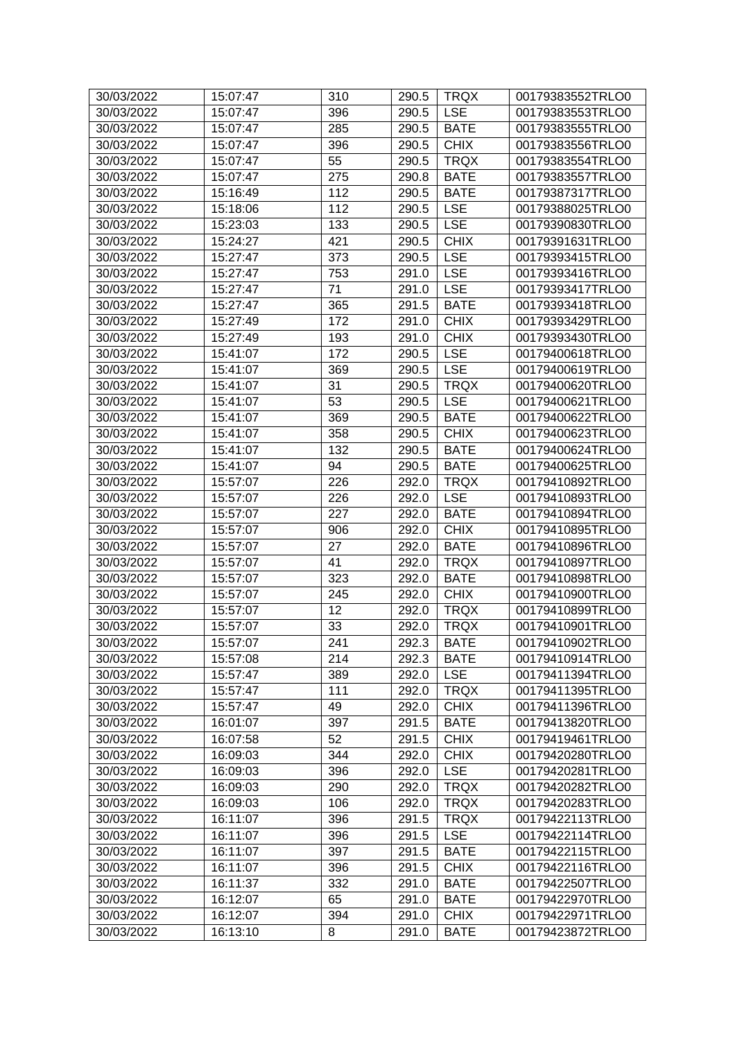| 30/03/2022 | 15:07:47 | 310 | 290.5 | TRQX | 00179383552TRLO0 |
|---|---|---|---|---|---|
| 30/03/2022 | 15:07:47 | 396 | 290.5 | LSE | 00179383553TRLO0 |
| 30/03/2022 | 15:07:47 | 285 | 290.5 | BATE | 00179383555TRLO0 |
| 30/03/2022 | 15:07:47 | 396 | 290.5 | CHIX | 00179383556TRLO0 |
| 30/03/2022 | 15:07:47 | 55 | 290.5 | TRQX | 00179383554TRLO0 |
| 30/03/2022 | 15:07:47 | 275 | 290.8 | BATE | 00179383557TRLO0 |
| 30/03/2022 | 15:16:49 | 112 | 290.5 | BATE | 00179387317TRLO0 |
| 30/03/2022 | 15:18:06 | 112 | 290.5 | LSE | 00179388025TRLO0 |
| 30/03/2022 | 15:23:03 | 133 | 290.5 | LSE | 00179390830TRLO0 |
| 30/03/2022 | 15:24:27 | 421 | 290.5 | CHIX | 00179391631TRLO0 |
| 30/03/2022 | 15:27:47 | 373 | 290.5 | LSE | 00179393415TRLO0 |
| 30/03/2022 | 15:27:47 | 753 | 291.0 | LSE | 00179393416TRLO0 |
| 30/03/2022 | 15:27:47 | 71 | 291.0 | LSE | 00179393417TRLO0 |
| 30/03/2022 | 15:27:47 | 365 | 291.5 | BATE | 00179393418TRLO0 |
| 30/03/2022 | 15:27:49 | 172 | 291.0 | CHIX | 00179393429TRLO0 |
| 30/03/2022 | 15:27:49 | 193 | 291.0 | CHIX | 00179393430TRLO0 |
| 30/03/2022 | 15:41:07 | 172 | 290.5 | LSE | 00179400618TRLO0 |
| 30/03/2022 | 15:41:07 | 369 | 290.5 | LSE | 00179400619TRLO0 |
| 30/03/2022 | 15:41:07 | 31 | 290.5 | TRQX | 00179400620TRLO0 |
| 30/03/2022 | 15:41:07 | 53 | 290.5 | LSE | 00179400621TRLO0 |
| 30/03/2022 | 15:41:07 | 369 | 290.5 | BATE | 00179400622TRLO0 |
| 30/03/2022 | 15:41:07 | 358 | 290.5 | CHIX | 00179400623TRLO0 |
| 30/03/2022 | 15:41:07 | 132 | 290.5 | BATE | 00179400624TRLO0 |
| 30/03/2022 | 15:41:07 | 94 | 290.5 | BATE | 00179400625TRLO0 |
| 30/03/2022 | 15:57:07 | 226 | 292.0 | TRQX | 00179410892TRLO0 |
| 30/03/2022 | 15:57:07 | 226 | 292.0 | LSE | 00179410893TRLO0 |
| 30/03/2022 | 15:57:07 | 227 | 292.0 | BATE | 00179410894TRLO0 |
| 30/03/2022 | 15:57:07 | 906 | 292.0 | CHIX | 00179410895TRLO0 |
| 30/03/2022 | 15:57:07 | 27 | 292.0 | BATE | 00179410896TRLO0 |
| 30/03/2022 | 15:57:07 | 41 | 292.0 | TRQX | 00179410897TRLO0 |
| 30/03/2022 | 15:57:07 | 323 | 292.0 | BATE | 00179410898TRLO0 |
| 30/03/2022 | 15:57:07 | 245 | 292.0 | CHIX | 00179410900TRLO0 |
| 30/03/2022 | 15:57:07 | 12 | 292.0 | TRQX | 00179410899TRLO0 |
| 30/03/2022 | 15:57:07 | 33 | 292.0 | TRQX | 00179410901TRLO0 |
| 30/03/2022 | 15:57:07 | 241 | 292.3 | BATE | 00179410902TRLO0 |
| 30/03/2022 | 15:57:08 | 214 | 292.3 | BATE | 00179410914TRLO0 |
| 30/03/2022 | 15:57:47 | 389 | 292.0 | LSE | 00179411394TRLO0 |
| 30/03/2022 | 15:57:47 | 111 | 292.0 | TRQX | 00179411395TRLO0 |
| 30/03/2022 | 15:57:47 | 49 | 292.0 | CHIX | 00179411396TRLO0 |
| 30/03/2022 | 16:01:07 | 397 | 291.5 | BATE | 00179413820TRLO0 |
| 30/03/2022 | 16:07:58 | 52 | 291.5 | CHIX | 00179419461TRLO0 |
| 30/03/2022 | 16:09:03 | 344 | 292.0 | CHIX | 00179420280TRLO0 |
| 30/03/2022 | 16:09:03 | 396 | 292.0 | LSE | 00179420281TRLO0 |
| 30/03/2022 | 16:09:03 | 290 | 292.0 | TRQX | 00179420282TRLO0 |
| 30/03/2022 | 16:09:03 | 106 | 292.0 | TRQX | 00179420283TRLO0 |
| 30/03/2022 | 16:11:07 | 396 | 291.5 | TRQX | 00179422113TRLO0 |
| 30/03/2022 | 16:11:07 | 396 | 291.5 | LSE | 00179422114TRLO0 |
| 30/03/2022 | 16:11:07 | 397 | 291.5 | BATE | 00179422115TRLO0 |
| 30/03/2022 | 16:11:07 | 396 | 291.5 | CHIX | 00179422116TRLO0 |
| 30/03/2022 | 16:11:37 | 332 | 291.0 | BATE | 00179422507TRLO0 |
| 30/03/2022 | 16:12:07 | 65 | 291.0 | BATE | 00179422970TRLO0 |
| 30/03/2022 | 16:12:07 | 394 | 291.0 | CHIX | 00179422971TRLO0 |
| 30/03/2022 | 16:13:10 | 8 | 291.0 | BATE | 00179423872TRLO0 |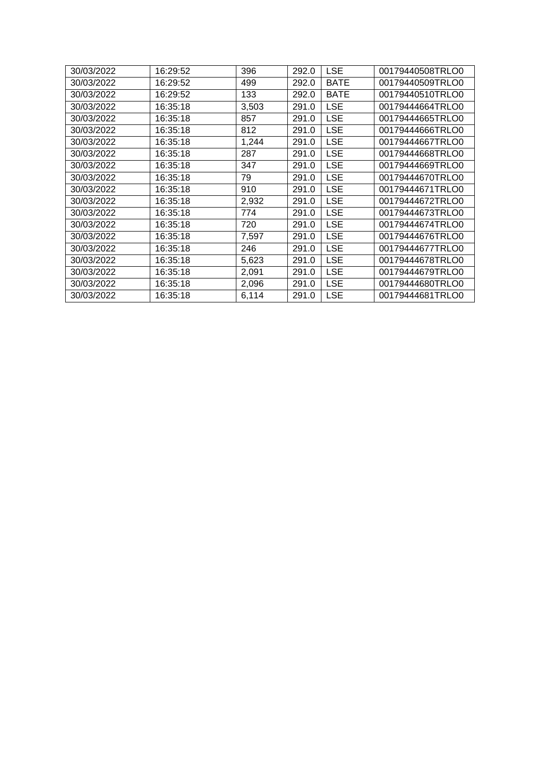| | | | | | |
|---|---|---|---|---|---|
| 30/03/2022 | 16:29:52 | 396 | 292.0 | LSE | 00179440508TRLO0 |
| 30/03/2022 | 16:29:52 | 499 | 292.0 | BATE | 00179440509TRLO0 |
| 30/03/2022 | 16:29:52 | 133 | 292.0 | BATE | 00179440510TRLO0 |
| 30/03/2022 | 16:35:18 | 3,503 | 291.0 | LSE | 00179444664TRLO0 |
| 30/03/2022 | 16:35:18 | 857 | 291.0 | LSE | 00179444665TRLO0 |
| 30/03/2022 | 16:35:18 | 812 | 291.0 | LSE | 00179444666TRLO0 |
| 30/03/2022 | 16:35:18 | 1,244 | 291.0 | LSE | 00179444667TRLO0 |
| 30/03/2022 | 16:35:18 | 287 | 291.0 | LSE | 00179444668TRLO0 |
| 30/03/2022 | 16:35:18 | 347 | 291.0 | LSE | 00179444669TRLO0 |
| 30/03/2022 | 16:35:18 | 79 | 291.0 | LSE | 00179444670TRLO0 |
| 30/03/2022 | 16:35:18 | 910 | 291.0 | LSE | 00179444671TRLO0 |
| 30/03/2022 | 16:35:18 | 2,932 | 291.0 | LSE | 00179444672TRLO0 |
| 30/03/2022 | 16:35:18 | 774 | 291.0 | LSE | 00179444673TRLO0 |
| 30/03/2022 | 16:35:18 | 720 | 291.0 | LSE | 00179444674TRLO0 |
| 30/03/2022 | 16:35:18 | 7,597 | 291.0 | LSE | 00179444676TRLO0 |
| 30/03/2022 | 16:35:18 | 246 | 291.0 | LSE | 00179444677TRLO0 |
| 30/03/2022 | 16:35:18 | 5,623 | 291.0 | LSE | 00179444678TRLO0 |
| 30/03/2022 | 16:35:18 | 2,091 | 291.0 | LSE | 00179444679TRLO0 |
| 30/03/2022 | 16:35:18 | 2,096 | 291.0 | LSE | 00179444680TRLO0 |
| 30/03/2022 | 16:35:18 | 6,114 | 291.0 | LSE | 00179444681TRLO0 |